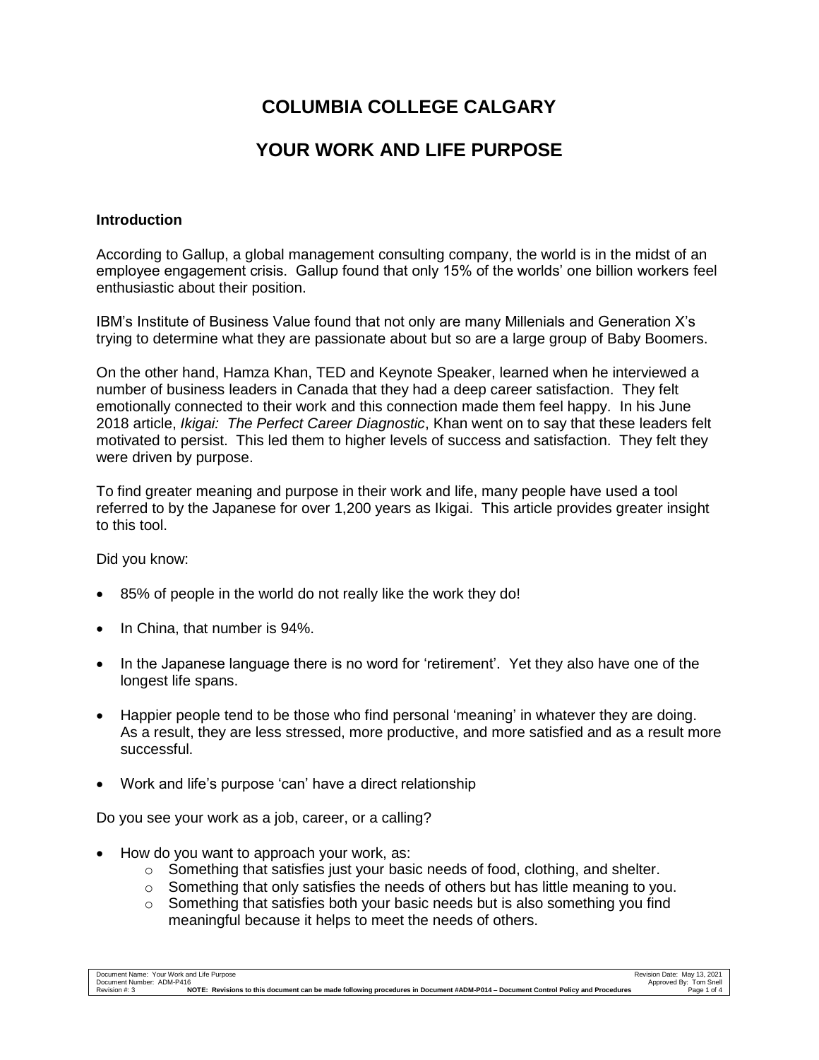# COLUMBIA COLLEGE CALGARY

# YOUR WORK AND LIFE PURPOSE

**Introduction**

According to Gallup, a global management consulting company, the world is in the midst of an employee engagement crisis. Gallup found that only 15% of the worlds' one billion workers feel enthusiastic about their position.

IBM's Institute of Business Value found that not only are many Millenials and Generation X's trying to determine what they are passionate about but so are a large group of Baby Boomers.

On the other hand, Hamza Khan, TED and Keynote Speaker, learned when he interviewed a number of business leaders in Canada that they had a deep career satisfaction. They felt emotionally connected to their work and this connection made them feel happy. In his June 2018 article, *Ikigai: The Perfect Career Diagnostic*, Khan went on to say that these leaders felt motivated to persist. This led them to higher levels of success and satisfaction. They felt they were driven by purpose.

To find greater meaning and purpose in their work and life, many people have used a tool referred to by the Japanese for over 1,200 years as Ikigai. This article provides greater insight to this tool.

Did you know:

- 85% of people in the world do not really like the work they do!
- In China, that number is 94%.
- In the Japanese language there is no word for 'retirement'. Yet they also have one of the longest life spans.
- Happier people tend to be those who find personal 'meaning' in whatever they are doing. As a result, they are less stressed, more productive, and more satisfied and as a result more successful.
- Work and life's purpose 'can' have a direct relationship

Do you see your work as a job, career, or a calling?

- How do you want to approach your work, as:
    - Something that satisfies just your basic needs of food, clothing, and shelter.
    - Something that only satisfies the needs of others but has little meaning to you.
    - Something that satisfies both your basic needs but is also something you find meaningful because it helps to meet the needs of others.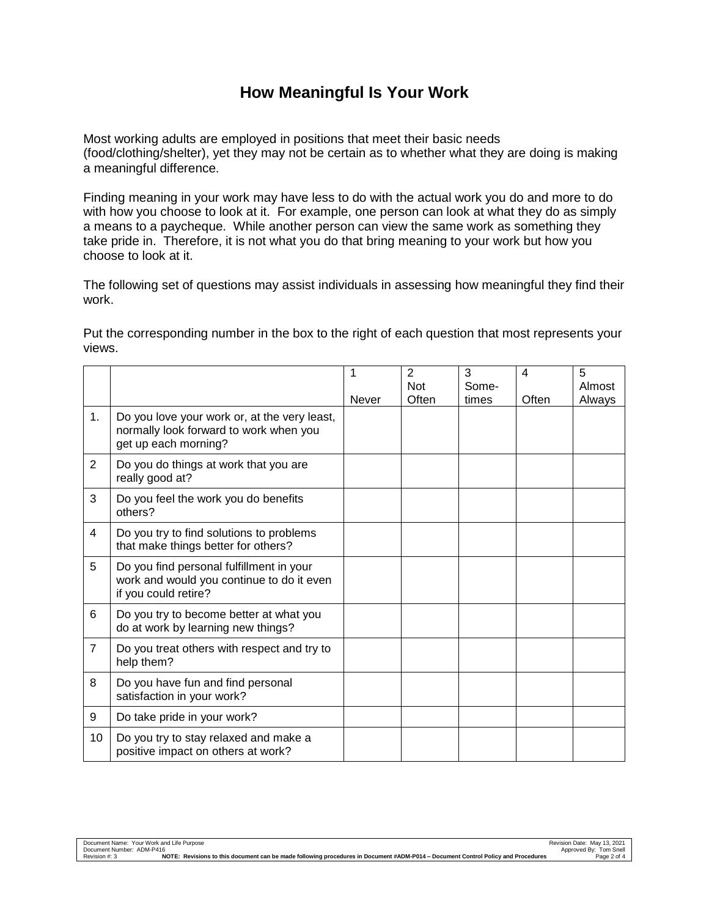# How Meaningful Is Your Work

Most working adults are employed in positions that meet their basic needs (food/clothing/shelter), yet they may not be certain as to whether what they are doing is making a meaningful difference.

Finding meaning in your work may have less to do with the actual work you do and more to do with how you choose to look at it. For example, one person can look at what they do as simply a means to a paycheque. While another person can view the same work as something they take pride in. Therefore, it is not what you do that bring meaning to your work but how you choose to look at it.

The following set of questions may assist individuals in assessing how meaningful they find their work.

Put the corresponding number in the box to the right of each question that most represents your views.

| | | 1 Never | 2 Not Often | 3 Some-times | 4 Often | 5 Almost Always |
|---|---|---|---|---|---|---|
| 1. | Do you love your work or, at the very least, normally look forward to work when you get up each morning? | | | | | |
| 2 | Do you do things at work that you are really good at? | | | | | |
| 3 | Do you feel the work you do benefits others? | | | | | |
| 4 | Do you try to find solutions to problems that make things better for others? | | | | | |
| 5 | Do you find personal fulfillment in your work and would you continue to do it even if you could retire? | | | | | |
| 6 | Do you try to become better at what you do at work by learning new things? | | | | | |
| 7 | Do you treat others with respect and try to help them? | | | | | |
| 8 | Do you have fun and find personal satisfaction in your work? | | | | | |
| 9 | Do take pride in your work? | | | | | |
| 10 | Do you try to stay relaxed and make a positive impact on others at work? | | | | | |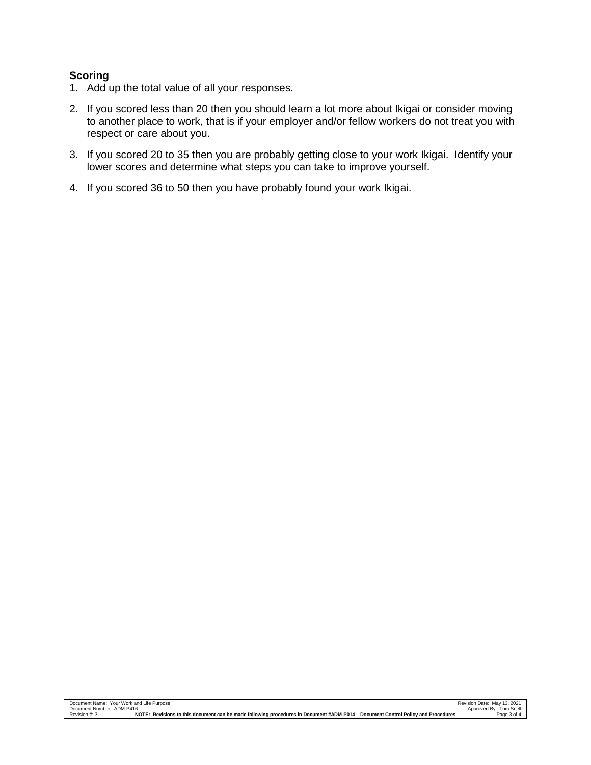**Scoring**

1. Add up the total value of all your responses.
2. If you scored less than 20 then you should learn a lot more about Ikigai or consider moving to another place to work, that is if your employer and/or fellow workers do not treat you with respect or care about you.
3. If you scored 20 to 35 then you are probably getting close to your work Ikigai. Identify your lower scores and determine what steps you can take to improve yourself.
4. If you scored 36 to 50 then you have probably found your work Ikigai.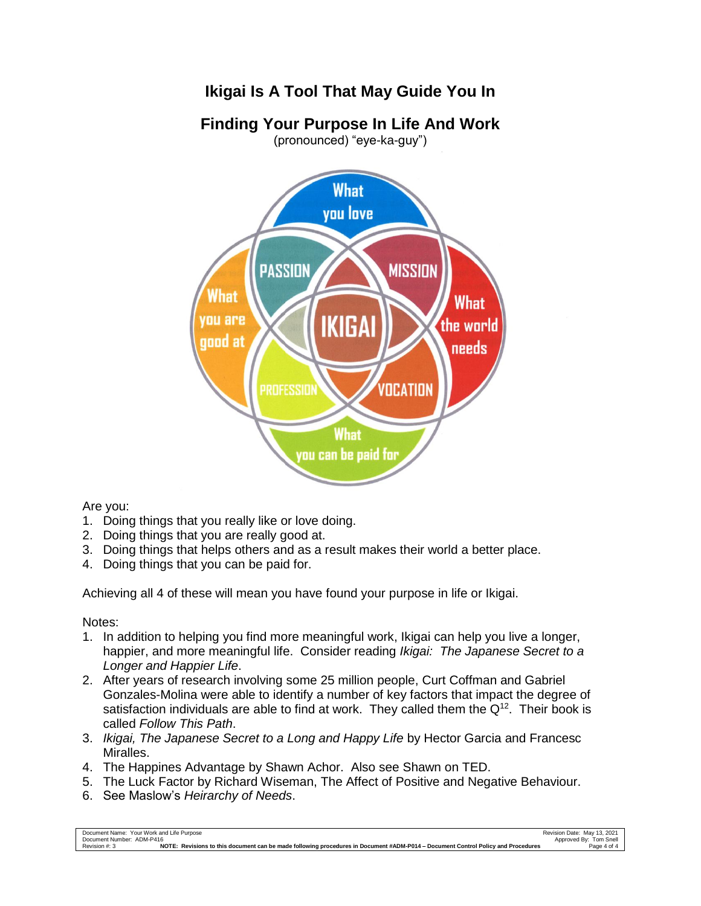# Ikigai Is A Tool That May Guide You In

# Finding Your Purpose In Life And Work

(pronounced) “eye-ka-guy”)

What you love

PASSION

MISSION

What you are good at

IKIGAI

What the world needs

PROFESSION

VOCATION

What you can be paid for

Are you:

1. Doing things that you really like or love doing.
2. Doing things that you are really good at.
3. Doing things that helps others and as a result makes their world a better place.
4. Doing things that you can be paid for.

Achieving all 4 of these will mean you have found your purpose in life or Ikigai.

Notes:

1. In addition to helping you find more meaningful work, Ikigai can help you live a longer, happier, and more meaningful life. Consider reading *Ikigai: The Japanese Secret to a Longer and Happier Life*.
2. After years of research involving some 25 million people, Curt Coffman and Gabriel Gonzales-Molina were able to identify a number of key factors that impact the degree of satisfaction individuals are able to find at work. They called them the $Q^{12}$. Their book is called *Follow This Path*.
3. *Ikigai, The Japanese Secret to a Long and Happy Life* by Hector Garcia and Francesc Miralles.
4. The Happines Advantage by Shawn Achor. Also see Shawn on TED.
5. The Luck Factor by Richard Wiseman, The Affect of Positive and Negative Behaviour.
6. See Maslow’s *Heirarchy of Needs*.